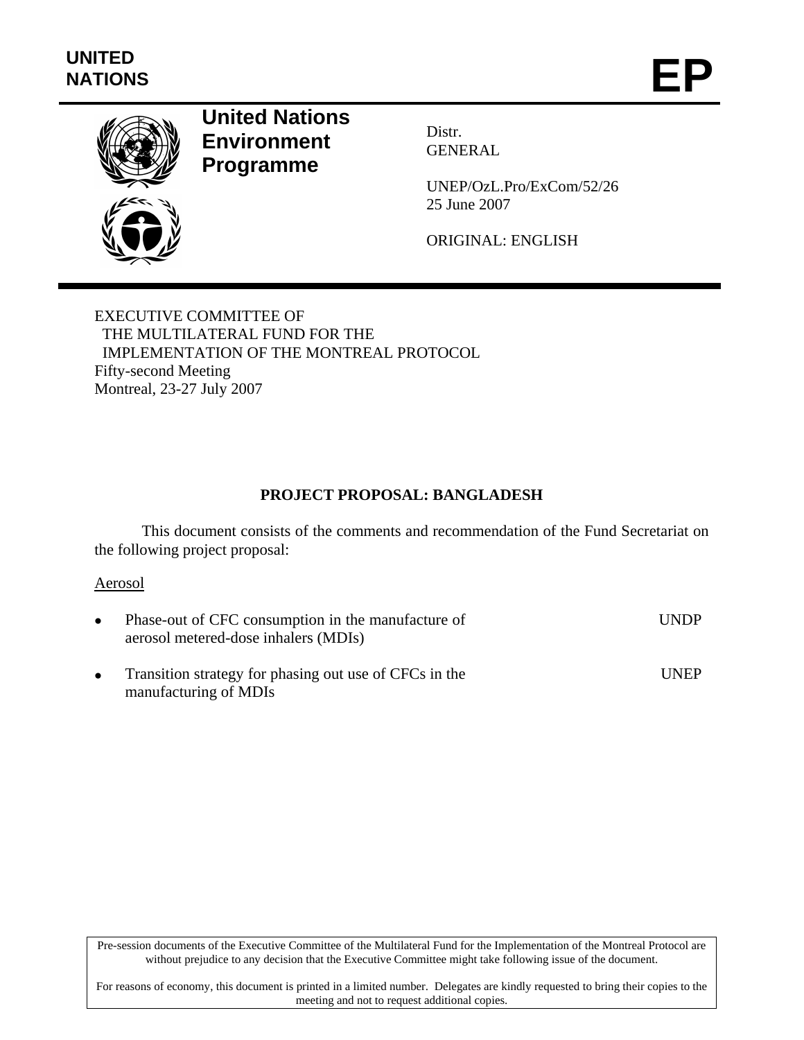**UNITED NATIONS**

**EP**

# United Nations Environment Programme

Distr.
GENERAL

UNEP/OzL.Pro/ExCom/52/26
25 June 2007

ORIGINAL: ENGLISH

EXECUTIVE COMMITTEE OF
THE MULTILATERAL FUND FOR THE
IMPLEMENTATION OF THE MONTREAL PROTOCOL
Fifty-second Meeting
Montreal, 23-27 July 2007

## PROJECT PROPOSAL: BANGLADESH

This document consists of the comments and recommendation of the Fund Secretariat on the following project proposal:

Aerosol

- Phase-out of CFC consumption in the manufacture of aerosol metered-dose inhalers (MDIs) — UNDP
- Transition strategy for phasing out use of CFCs in the manufacturing of MDIs — UNEP

Pre-session documents of the Executive Committee of the Multilateral Fund for the Implementation of the Montreal Protocol are without prejudice to any decision that the Executive Committee might take following issue of the document.

For reasons of economy, this document is printed in a limited number. Delegates are kindly requested to bring their copies to the meeting and not to request additional copies.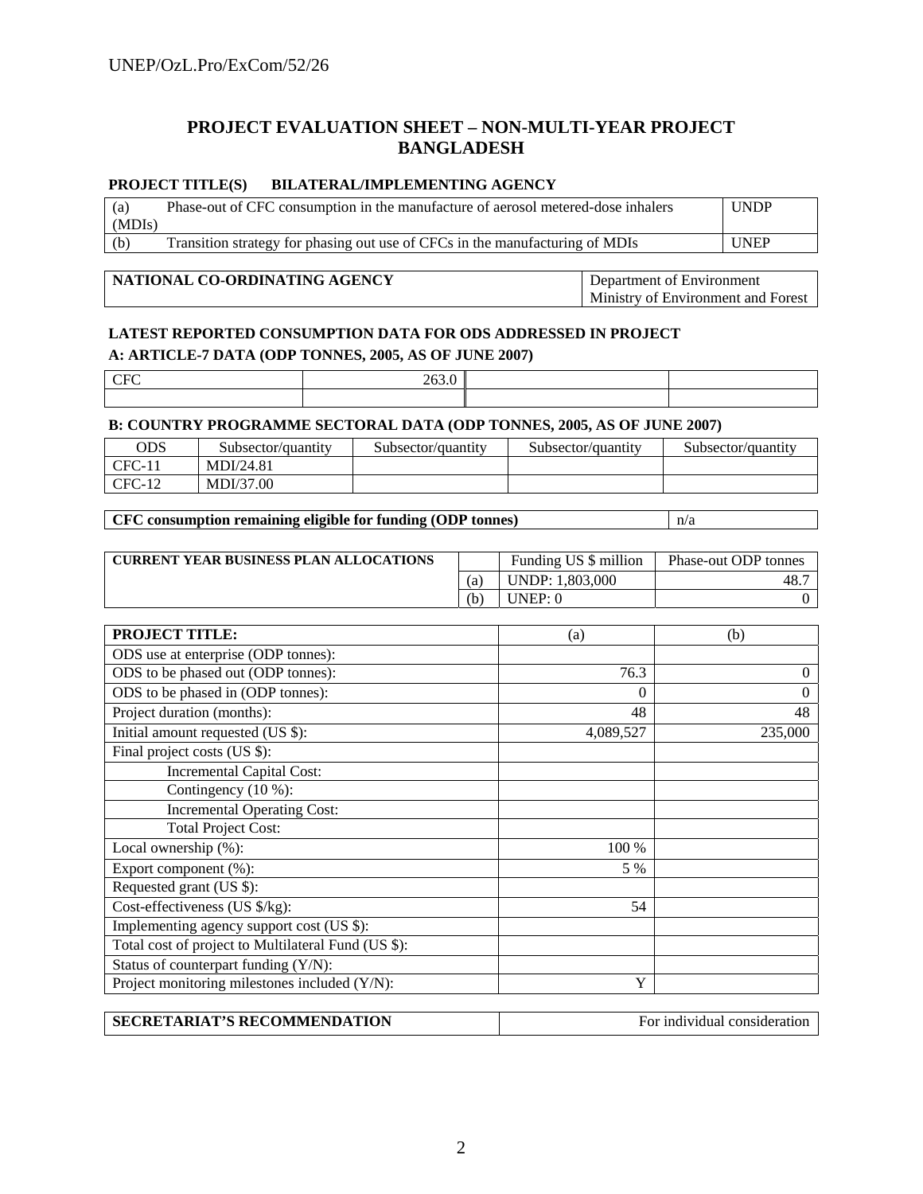# PROJECT EVALUATION SHEET – NON-MULTI-YEAR PROJECT BANGLADESH

**PROJECT TITLE(S) BILATERAL/IMPLEMENTING AGENCY**

| | | |
|---|---|---|
| (a) | Phase-out of CFC consumption in the manufacture of aerosol metered-dose inhalers (MDIs) | UNDP |
| (b) | Transition strategy for phasing out use of CFCs in the manufacturing of MDIs | UNEP |

| | |
|---|---|
| **NATIONAL CO-ORDINATING AGENCY** | Department of Environment Ministry of Environment and Forest |

**LATEST REPORTED CONSUMPTION DATA FOR ODS ADDRESSED IN PROJECT**

**A: ARTICLE-7 DATA (ODP TONNES, 2005, AS OF JUNE 2007)**

| | | | |
|---|---|---|---|
| CFC | 263.0 | | |
| | | | |

**B: COUNTRY PROGRAMME SECTORAL DATA (ODP TONNES, 2005, AS OF JUNE 2007)**

| ODS | Subsector/quantity | Subsector/quantity | Subsector/quantity | Subsector/quantity |
|---|---|---|---|---|
| CFC-11 | MDI/24.81 | | | |
| CFC-12 | MDI/37.00 | | | |

| | |
|---|---|
| **CFC consumption remaining eligible for funding (ODP tonnes)** | n/a |

| **CURRENT YEAR BUSINESS PLAN ALLOCATIONS** | | Funding US $ million | Phase-out ODP tonnes |
|---|---|---|---|
| | (a) | UNDP: 1,803,000 | 48.7 |
| | (b) | UNEP: 0 | 0 |

| **PROJECT TITLE:** | (a) | (b) |
|---|---|---|
| ODS use at enterprise (ODP tonnes): | | |
| ODS to be phased out (ODP tonnes): | 76.3 | 0 |
| ODS to be phased in (ODP tonnes): | 0 | 0 |
| Project duration (months): | 48 | 48 |
| Initial amount requested (US $): | 4,089,527 | 235,000 |
| Final project costs (US $): | | |
| Incremental Capital Cost: | | |
| Contingency (10 %): | | |
| Incremental Operating Cost: | | |
| Total Project Cost: | | |
| Local ownership (%): | 100 % | |
| Export component (%): | 5 % | |
| Requested grant (US $): | | |
| Cost-effectiveness (US $/kg): | 54 | |
| Implementing agency support cost (US $): | | |
| Total cost of project to Multilateral Fund (US $): | | |
| Status of counterpart funding (Y/N): | | |
| Project monitoring milestones included (Y/N): | Y | |

| | |
|---|---|
| **SECRETARIAT'S RECOMMENDATION** | For individual consideration |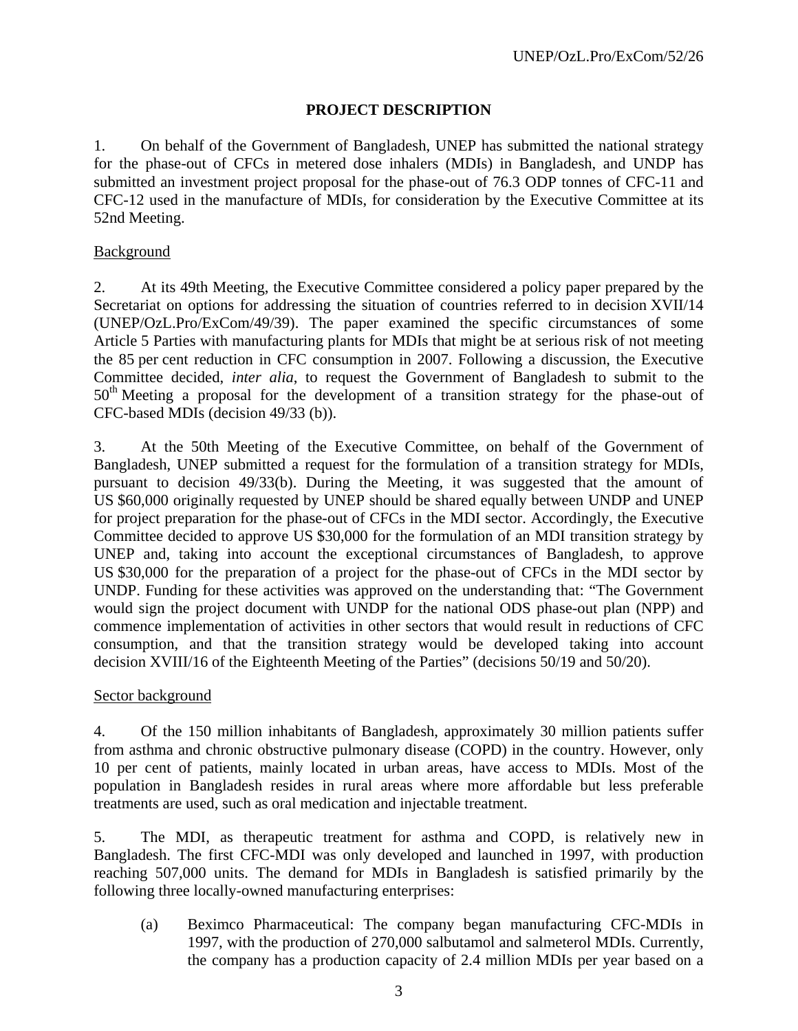# PROJECT DESCRIPTION

1. On behalf of the Government of Bangladesh, UNEP has submitted the national strategy for the phase-out of CFCs in metered dose inhalers (MDIs) in Bangladesh, and UNDP has submitted an investment project proposal for the phase-out of 76.3 ODP tonnes of CFC-11 and CFC-12 used in the manufacture of MDIs, for consideration by the Executive Committee at its 52nd Meeting.

## Background

2. At its 49th Meeting, the Executive Committee considered a policy paper prepared by the Secretariat on options for addressing the situation of countries referred to in decision XVII/14 (UNEP/OzL.Pro/ExCom/49/39). The paper examined the specific circumstances of some Article 5 Parties with manufacturing plants for MDIs that might be at serious risk of not meeting the 85 per cent reduction in CFC consumption in 2007. Following a discussion, the Executive Committee decided, *inter alia*, to request the Government of Bangladesh to submit to the 50th Meeting a proposal for the development of a transition strategy for the phase-out of CFC-based MDIs (decision 49/33 (b)).

3. At the 50th Meeting of the Executive Committee, on behalf of the Government of Bangladesh, UNEP submitted a request for the formulation of a transition strategy for MDIs, pursuant to decision 49/33(b). During the Meeting, it was suggested that the amount of US $60,000 originally requested by UNEP should be shared equally between UNDP and UNEP for project preparation for the phase-out of CFCs in the MDI sector. Accordingly, the Executive Committee decided to approve US $30,000 for the formulation of an MDI transition strategy by UNEP and, taking into account the exceptional circumstances of Bangladesh, to approve US $30,000 for the preparation of a project for the phase-out of CFCs in the MDI sector by UNDP. Funding for these activities was approved on the understanding that: "The Government would sign the project document with UNDP for the national ODS phase-out plan (NPP) and commence implementation of activities in other sectors that would result in reductions of CFC consumption, and that the transition strategy would be developed taking into account decision XVIII/16 of the Eighteenth Meeting of the Parties" (decisions 50/19 and 50/20).

## Sector background

4. Of the 150 million inhabitants of Bangladesh, approximately 30 million patients suffer from asthma and chronic obstructive pulmonary disease (COPD) in the country. However, only 10 per cent of patients, mainly located in urban areas, have access to MDIs. Most of the population in Bangladesh resides in rural areas where more affordable but less preferable treatments are used, such as oral medication and injectable treatment.

5. The MDI, as therapeutic treatment for asthma and COPD, is relatively new in Bangladesh. The first CFC-MDI was only developed and launched in 1997, with production reaching 507,000 units. The demand for MDIs in Bangladesh is satisfied primarily by the following three locally-owned manufacturing enterprises:

(a) Beximco Pharmaceutical: The company began manufacturing CFC-MDIs in 1997, with the production of 270,000 salbutamol and salmeterol MDIs. Currently, the company has a production capacity of 2.4 million MDIs per year based on a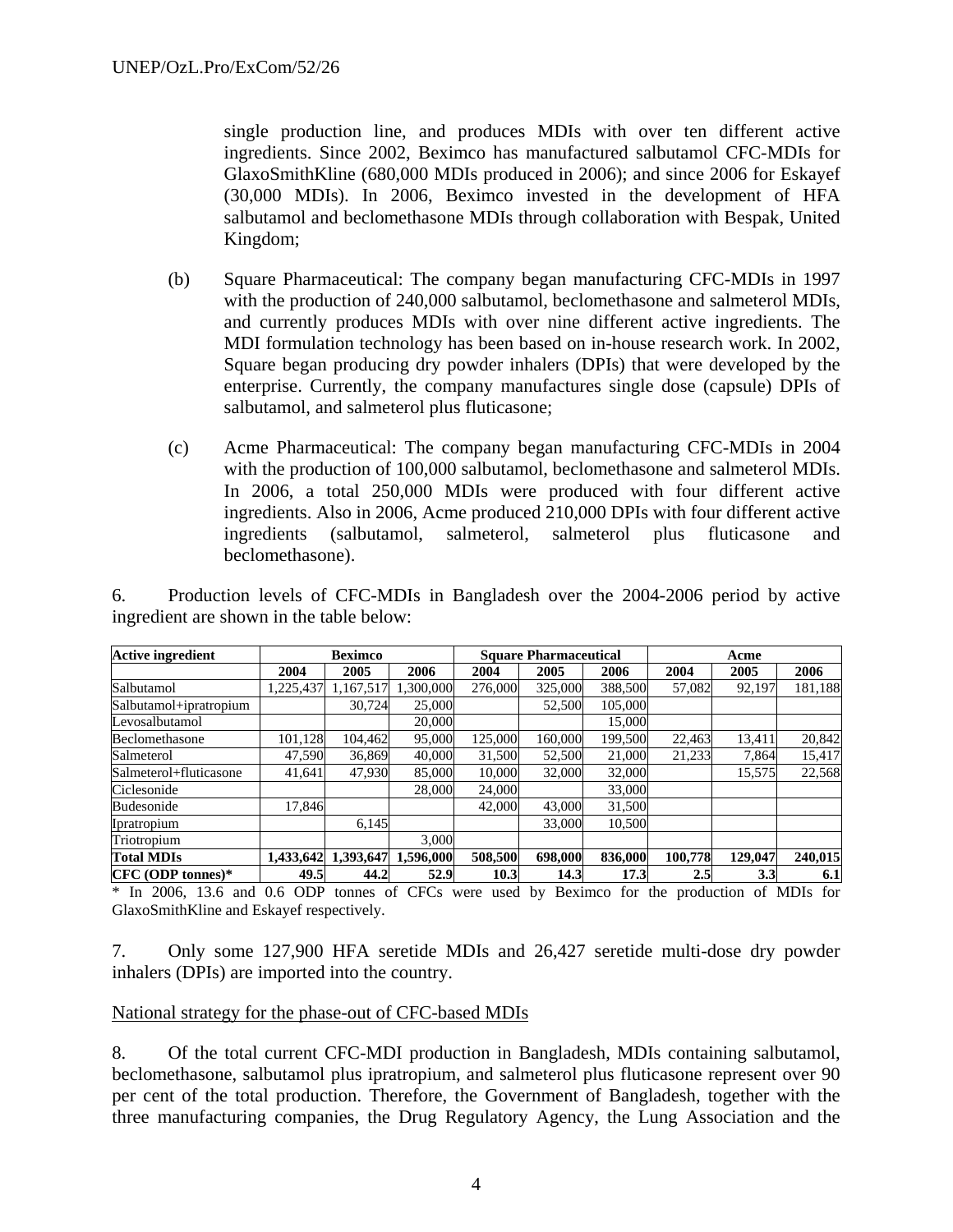single production line, and produces MDIs with over ten different active ingredients. Since 2002, Beximco has manufactured salbutamol CFC-MDIs for GlaxoSmithKline (680,000 MDIs produced in 2006); and since 2006 for Eskayef (30,000 MDIs). In 2006, Beximco invested in the development of HFA salbutamol and beclomethasone MDIs through collaboration with Bespak, United Kingdom;

(b) Square Pharmaceutical: The company began manufacturing CFC-MDIs in 1997 with the production of 240,000 salbutamol, beclomethasone and salmeterol MDIs, and currently produces MDIs with over nine different active ingredients. The MDI formulation technology has been based on in-house research work. In 2002, Square began producing dry powder inhalers (DPIs) that were developed by the enterprise. Currently, the company manufactures single dose (capsule) DPIs of salbutamol, and salmeterol plus fluticasone;

(c) Acme Pharmaceutical: The company began manufacturing CFC-MDIs in 2004 with the production of 100,000 salbutamol, beclomethasone and salmeterol MDIs. In 2006, a total 250,000 MDIs were produced with four different active ingredients. Also in 2006, Acme produced 210,000 DPIs with four different active ingredients (salbutamol, salmeterol, salmeterol plus fluticasone and beclomethasone).

6. Production levels of CFC-MDIs in Bangladesh over the 2004-2006 period by active ingredient are shown in the table below:

| Active ingredient | Beximco | | | Square Pharmaceutical | | | Acme | | |
|---|---|---|---|---|---|---|---|---|---|
| | 2004 | 2005 | 2006 | 2004 | 2005 | 2006 | 2004 | 2005 | 2006 |
| Salbutamol | 1,225,437 | 1,167,517 | 1,300,000 | 276,000 | 325,000 | 388,500 | 57,082 | 92,197 | 181,188 |
| Salbutamol+ipratropium | | 30,724 | 25,000 | | 52,500 | 105,000 | | | |
| Levosalbutamol | | | 20,000 | | | 15,000 | | | |
| Beclomethasone | 101,128 | 104,462 | 95,000 | 125,000 | 160,000 | 199,500 | 22,463 | 13,411 | 20,842 |
| Salmeterol | 47,590 | 36,869 | 40,000 | 31,500 | 52,500 | 21,000 | 21,233 | 7,864 | 15,417 |
| Salmeterol+fluticasone | 41,641 | 47,930 | 85,000 | 10,000 | 32,000 | 32,000 | | 15,575 | 22,568 |
| Ciclesonide | | | 28,000 | 24,000 | | 33,000 | | | |
| Budesonide | 17,846 | | | 42,000 | 43,000 | 31,500 | | | |
| Ipratropium | | 6,145 | | | 33,000 | 10,500 | | | |
| Triotropium | | | 3,000 | | | | | | |
| **Total MDIs** | **1,433,642** | **1,393,647** | **1,596,000** | **508,500** | **698,000** | **836,000** | **100,778** | **129,047** | **240,015** |
| **CFC (ODP tonnes)*** | **49.5** | **44.2** | **52.9** | **10.3** | **14.3** | **17.3** | **2.5** | **3.3** | **6.1** |

\* In 2006, 13.6 and 0.6 ODP tonnes of CFCs were used by Beximco for the production of MDIs for GlaxoSmithKline and Eskayef respectively.

7. Only some 127,900 HFA seretide MDIs and 26,427 seretide multi-dose dry powder inhalers (DPIs) are imported into the country.

National strategy for the phase-out of CFC-based MDIs

8. Of the total current CFC-MDI production in Bangladesh, MDIs containing salbutamol, beclomethasone, salbutamol plus ipratropium, and salmeterol plus fluticasone represent over 90 per cent of the total production. Therefore, the Government of Bangladesh, together with the three manufacturing companies, the Drug Regulatory Agency, the Lung Association and the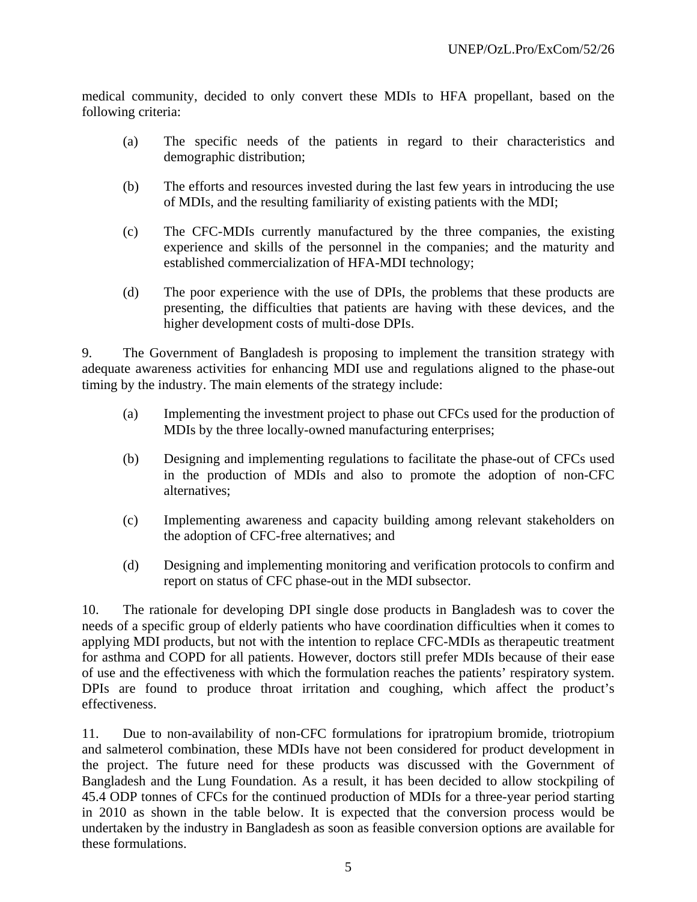medical community, decided to only convert these MDIs to HFA propellant, based on the following criteria:

(a) The specific needs of the patients in regard to their characteristics and demographic distribution;

(b) The efforts and resources invested during the last few years in introducing the use of MDIs, and the resulting familiarity of existing patients with the MDI;

(c) The CFC-MDIs currently manufactured by the three companies, the existing experience and skills of the personnel in the companies; and the maturity and established commercialization of HFA-MDI technology;

(d) The poor experience with the use of DPIs, the problems that these products are presenting, the difficulties that patients are having with these devices, and the higher development costs of multi-dose DPIs.

9. The Government of Bangladesh is proposing to implement the transition strategy with adequate awareness activities for enhancing MDI use and regulations aligned to the phase-out timing by the industry. The main elements of the strategy include:

(a) Implementing the investment project to phase out CFCs used for the production of MDIs by the three locally-owned manufacturing enterprises;

(b) Designing and implementing regulations to facilitate the phase-out of CFCs used in the production of MDIs and also to promote the adoption of non-CFC alternatives;

(c) Implementing awareness and capacity building among relevant stakeholders on the adoption of CFC-free alternatives; and

(d) Designing and implementing monitoring and verification protocols to confirm and report on status of CFC phase-out in the MDI subsector.

10. The rationale for developing DPI single dose products in Bangladesh was to cover the needs of a specific group of elderly patients who have coordination difficulties when it comes to applying MDI products, but not with the intention to replace CFC-MDIs as therapeutic treatment for asthma and COPD for all patients. However, doctors still prefer MDIs because of their ease of use and the effectiveness with which the formulation reaches the patients' respiratory system. DPIs are found to produce throat irritation and coughing, which affect the product's effectiveness.

11. Due to non-availability of non-CFC formulations for ipratropium bromide, triotropium and salmeterol combination, these MDIs have not been considered for product development in the project. The future need for these products was discussed with the Government of Bangladesh and the Lung Foundation. As a result, it has been decided to allow stockpiling of 45.4 ODP tonnes of CFCs for the continued production of MDIs for a three-year period starting in 2010 as shown in the table below. It is expected that the conversion process would be undertaken by the industry in Bangladesh as soon as feasible conversion options are available for these formulations.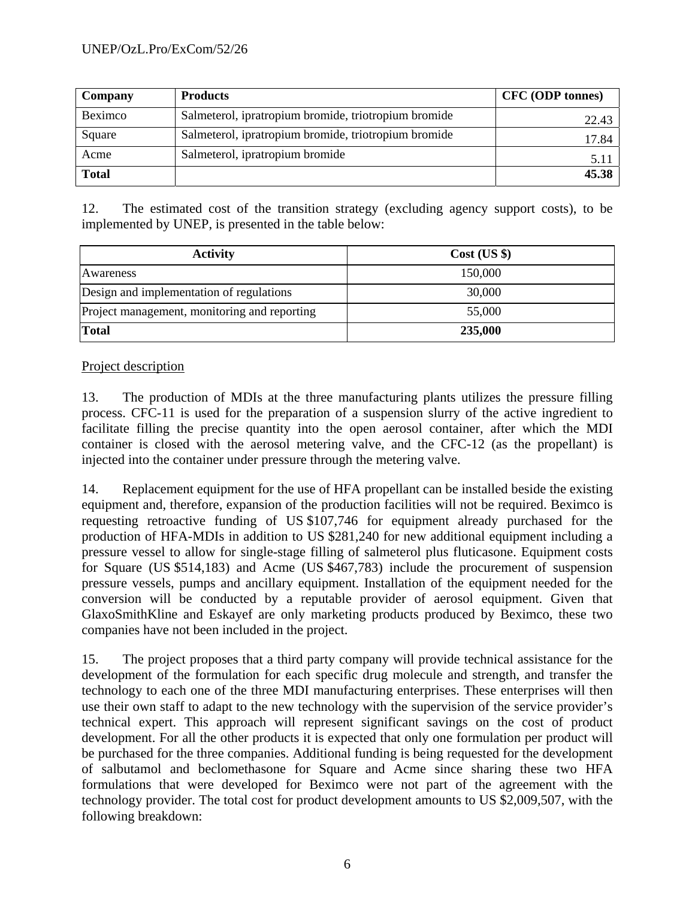| Company | Products | CFC (ODP tonnes) |
|---|---|---|
| Beximco | Salmeterol, ipratropium bromide, triotropium bromide | 22.43 |
| Square | Salmeterol, ipratropium bromide, triotropium bromide | 17.84 |
| Acme | Salmeterol, ipratropium bromide | 5.11 |
| **Total** | | **45.38** |

12. The estimated cost of the transition strategy (excluding agency support costs), to be implemented by UNEP, is presented in the table below:

| Activity | Cost (US $) |
|---|---|
| Awareness | 150,000 |
| Design and implementation of regulations | 30,000 |
| Project management, monitoring and reporting | 55,000 |
| **Total** | **235,000** |

<u>Project description</u>

13. The production of MDIs at the three manufacturing plants utilizes the pressure filling process. CFC-11 is used for the preparation of a suspension slurry of the active ingredient to facilitate filling the precise quantity into the open aerosol container, after which the MDI container is closed with the aerosol metering valve, and the CFC-12 (as the propellant) is injected into the container under pressure through the metering valve.

14. Replacement equipment for the use of HFA propellant can be installed beside the existing equipment and, therefore, expansion of the production facilities will not be required. Beximco is requesting retroactive funding of US $107,746 for equipment already purchased for the production of HFA-MDIs in addition to US $281,240 for new additional equipment including a pressure vessel to allow for single-stage filling of salmeterol plus fluticasone. Equipment costs for Square (US $514,183) and Acme (US $467,783) include the procurement of suspension pressure vessels, pumps and ancillary equipment. Installation of the equipment needed for the conversion will be conducted by a reputable provider of aerosol equipment. Given that GlaxoSmithKline and Eskayef are only marketing products produced by Beximco, these two companies have not been included in the project.

15. The project proposes that a third party company will provide technical assistance for the development of the formulation for each specific drug molecule and strength, and transfer the technology to each one of the three MDI manufacturing enterprises. These enterprises will then use their own staff to adapt to the new technology with the supervision of the service provider's technical expert. This approach will represent significant savings on the cost of product development. For all the other products it is expected that only one formulation per product will be purchased for the three companies. Additional funding is being requested for the development of salbutamol and beclomethasone for Square and Acme since sharing these two HFA formulations that were developed for Beximco were not part of the agreement with the technology provider. The total cost for product development amounts to US $2,009,507, with the following breakdown: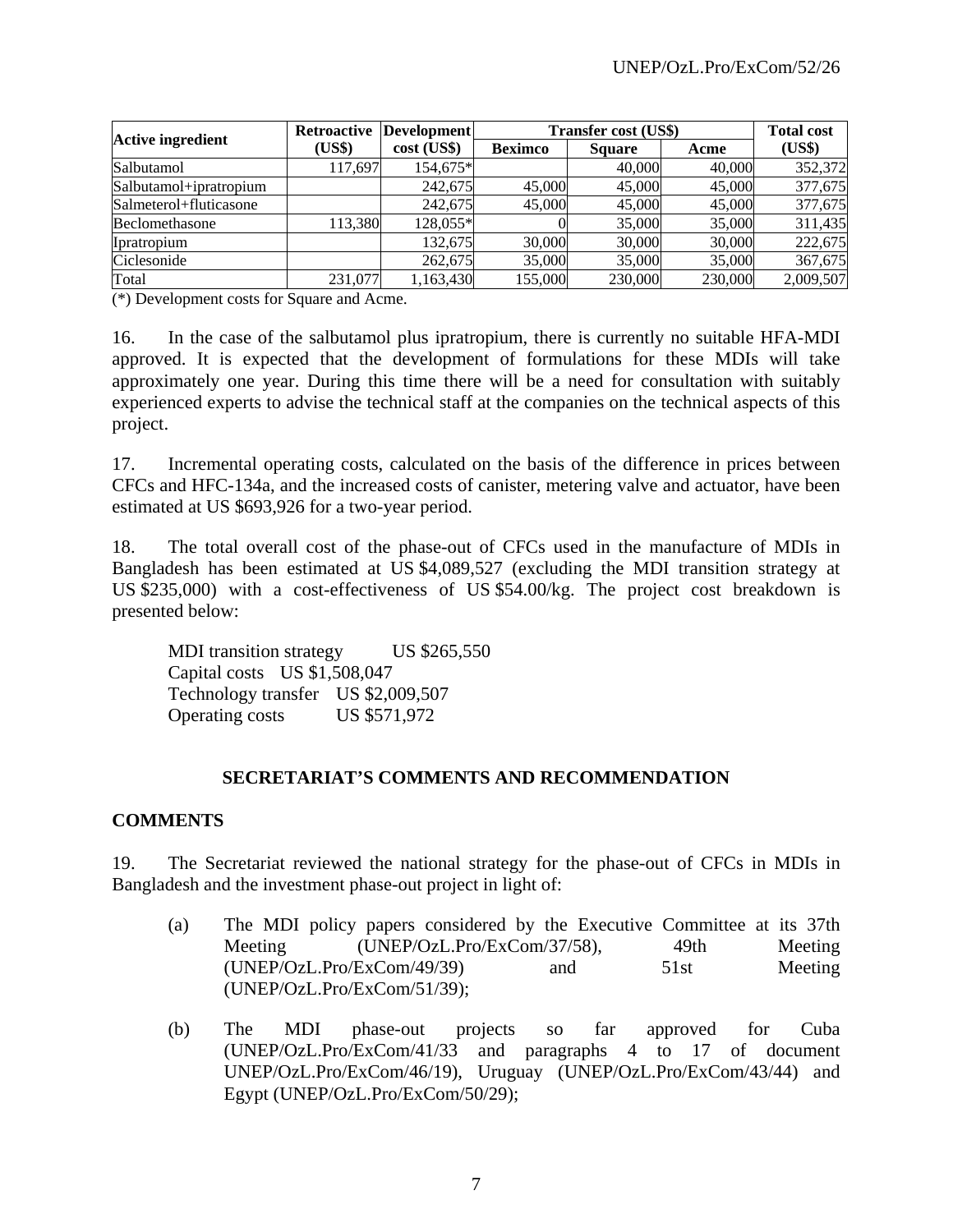| Active ingredient | Retroactive (US$) | Development cost (US$) | Transfer cost (US$) | | | Total cost (US$) |
|---|---|---|---|---|---|---|
| | | | Beximco | Square | Acme | |
| Salbutamol | 117,697 | 154,675* | | 40,000 | 40,000 | 352,372 |
| Salbutamol+ipratropium | | 242,675 | 45,000 | 45,000 | 45,000 | 377,675 |
| Salmeterol+fluticasone | | 242,675 | 45,000 | 45,000 | 45,000 | 377,675 |
| Beclomethasone | 113,380 | 128,055* | 0 | 35,000 | 35,000 | 311,435 |
| Ipratropium | | 132,675 | 30,000 | 30,000 | 30,000 | 222,675 |
| Ciclesonide | | 262,675 | 35,000 | 35,000 | 35,000 | 367,675 |
| Total | 231,077 | 1,163,430 | 155,000 | 230,000 | 230,000 | 2,009,507 |

(*) Development costs for Square and Acme.

16. In the case of the salbutamol plus ipratropium, there is currently no suitable HFA-MDI approved. It is expected that the development of formulations for these MDIs will take approximately one year. During this time there will be a need for consultation with suitably experienced experts to advise the technical staff at the companies on the technical aspects of this project.

17. Incremental operating costs, calculated on the basis of the difference in prices between CFCs and HFC-134a, and the increased costs of canister, metering valve and actuator, have been estimated at US $693,926 for a two-year period.

18. The total overall cost of the phase-out of CFCs used in the manufacture of MDIs in Bangladesh has been estimated at US $4,089,527 (excluding the MDI transition strategy at US $235,000) with a cost-effectiveness of US $54.00/kg. The project cost breakdown is presented below:

MDI transition strategy US $265,550
Capital costs US $1,508,047
Technology transfer US $2,009,507
Operating costs US $571,972

## SECRETARIAT'S COMMENTS AND RECOMMENDATION

### COMMENTS

19. The Secretariat reviewed the national strategy for the phase-out of CFCs in MDIs in Bangladesh and the investment phase-out project in light of:

(a) The MDI policy papers considered by the Executive Committee at its 37th Meeting (UNEP/OzL.Pro/ExCom/37/58), 49th Meeting (UNEP/OzL.Pro/ExCom/49/39) and 51st Meeting (UNEP/OzL.Pro/ExCom/51/39);

(b) The MDI phase-out projects so far approved for Cuba (UNEP/OzL.Pro/ExCom/41/33 and paragraphs 4 to 17 of document UNEP/OzL.Pro/ExCom/46/19), Uruguay (UNEP/OzL.Pro/ExCom/43/44) and Egypt (UNEP/OzL.Pro/ExCom/50/29);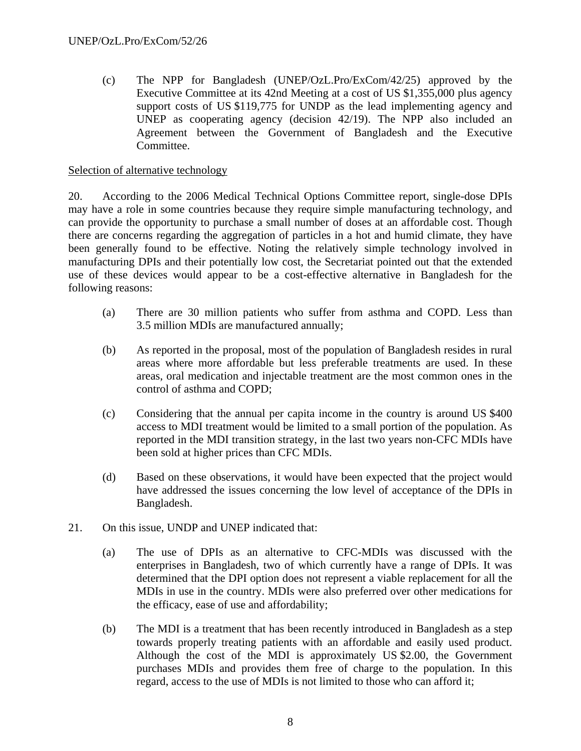(c) The NPP for Bangladesh (UNEP/OzL.Pro/ExCom/42/25) approved by the Executive Committee at its 42nd Meeting at a cost of US $1,355,000 plus agency support costs of US $119,775 for UNDP as the lead implementing agency and UNEP as cooperating agency (decision 42/19). The NPP also included an Agreement between the Government of Bangladesh and the Executive Committee.

Selection of alternative technology

20. According to the 2006 Medical Technical Options Committee report, single-dose DPIs may have a role in some countries because they require simple manufacturing technology, and can provide the opportunity to purchase a small number of doses at an affordable cost. Though there are concerns regarding the aggregation of particles in a hot and humid climate, they have been generally found to be effective. Noting the relatively simple technology involved in manufacturing DPIs and their potentially low cost, the Secretariat pointed out that the extended use of these devices would appear to be a cost-effective alternative in Bangladesh for the following reasons:

(a) There are 30 million patients who suffer from asthma and COPD. Less than 3.5 million MDIs are manufactured annually;

(b) As reported in the proposal, most of the population of Bangladesh resides in rural areas where more affordable but less preferable treatments are used. In these areas, oral medication and injectable treatment are the most common ones in the control of asthma and COPD;

(c) Considering that the annual per capita income in the country is around US $400 access to MDI treatment would be limited to a small portion of the population. As reported in the MDI transition strategy, in the last two years non-CFC MDIs have been sold at higher prices than CFC MDIs.

(d) Based on these observations, it would have been expected that the project would have addressed the issues concerning the low level of acceptance of the DPIs in Bangladesh.

21. On this issue, UNDP and UNEP indicated that:

(a) The use of DPIs as an alternative to CFC-MDIs was discussed with the enterprises in Bangladesh, two of which currently have a range of DPIs. It was determined that the DPI option does not represent a viable replacement for all the MDIs in use in the country. MDIs were also preferred over other medications for the efficacy, ease of use and affordability;

(b) The MDI is a treatment that has been recently introduced in Bangladesh as a step towards properly treating patients with an affordable and easily used product. Although the cost of the MDI is approximately US $2.00, the Government purchases MDIs and provides them free of charge to the population. In this regard, access to the use of MDIs is not limited to those who can afford it;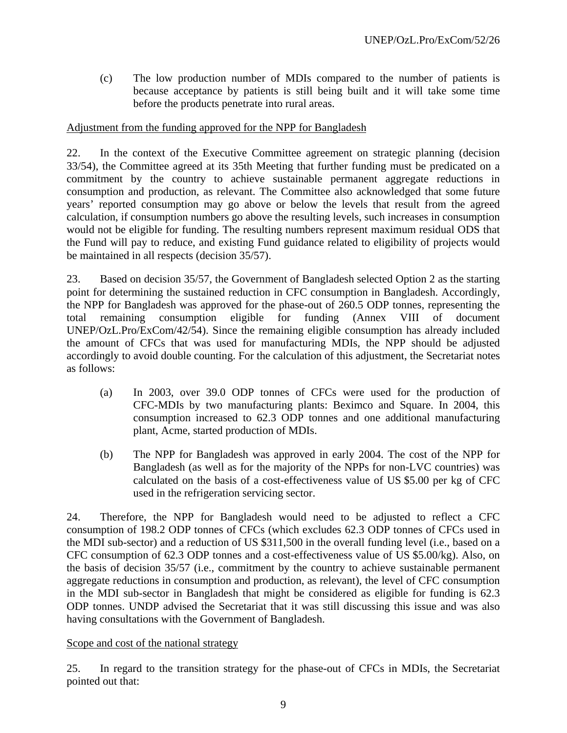(c) The low production number of MDIs compared to the number of patients is because acceptance by patients is still being built and it will take some time before the products penetrate into rural areas.

Adjustment from the funding approved for the NPP for Bangladesh

22. In the context of the Executive Committee agreement on strategic planning (decision 33/54), the Committee agreed at its 35th Meeting that further funding must be predicated on a commitment by the country to achieve sustainable permanent aggregate reductions in consumption and production, as relevant. The Committee also acknowledged that some future years' reported consumption may go above or below the levels that result from the agreed calculation, if consumption numbers go above the resulting levels, such increases in consumption would not be eligible for funding. The resulting numbers represent maximum residual ODS that the Fund will pay to reduce, and existing Fund guidance related to eligibility of projects would be maintained in all respects (decision 35/57).

23. Based on decision 35/57, the Government of Bangladesh selected Option 2 as the starting point for determining the sustained reduction in CFC consumption in Bangladesh. Accordingly, the NPP for Bangladesh was approved for the phase-out of 260.5 ODP tonnes, representing the total remaining consumption eligible for funding (Annex VIII of document UNEP/OzL.Pro/ExCom/42/54). Since the remaining eligible consumption has already included the amount of CFCs that was used for manufacturing MDIs, the NPP should be adjusted accordingly to avoid double counting. For the calculation of this adjustment, the Secretariat notes as follows:

(a) In 2003, over 39.0 ODP tonnes of CFCs were used for the production of CFC-MDIs by two manufacturing plants: Beximco and Square. In 2004, this consumption increased to 62.3 ODP tonnes and one additional manufacturing plant, Acme, started production of MDIs.

(b) The NPP for Bangladesh was approved in early 2004. The cost of the NPP for Bangladesh (as well as for the majority of the NPPs for non-LVC countries) was calculated on the basis of a cost-effectiveness value of US $5.00 per kg of CFC used in the refrigeration servicing sector.

24. Therefore, the NPP for Bangladesh would need to be adjusted to reflect a CFC consumption of 198.2 ODP tonnes of CFCs (which excludes 62.3 ODP tonnes of CFCs used in the MDI sub-sector) and a reduction of US $311,500 in the overall funding level (i.e., based on a CFC consumption of 62.3 ODP tonnes and a cost-effectiveness value of US $5.00/kg). Also, on the basis of decision 35/57 (i.e., commitment by the country to achieve sustainable permanent aggregate reductions in consumption and production, as relevant), the level of CFC consumption in the MDI sub-sector in Bangladesh that might be considered as eligible for funding is 62.3 ODP tonnes. UNDP advised the Secretariat that it was still discussing this issue and was also having consultations with the Government of Bangladesh.

Scope and cost of the national strategy

25. In regard to the transition strategy for the phase-out of CFCs in MDIs, the Secretariat pointed out that: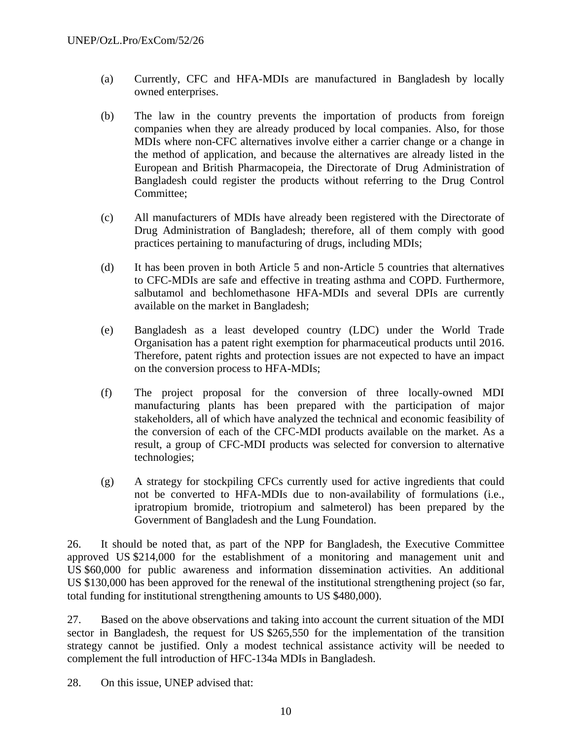(a) Currently, CFC and HFA-MDIs are manufactured in Bangladesh by locally owned enterprises.

(b) The law in the country prevents the importation of products from foreign companies when they are already produced by local companies. Also, for those MDIs where non-CFC alternatives involve either a carrier change or a change in the method of application, and because the alternatives are already listed in the European and British Pharmacopeia, the Directorate of Drug Administration of Bangladesh could register the products without referring to the Drug Control Committee;

(c) All manufacturers of MDIs have already been registered with the Directorate of Drug Administration of Bangladesh; therefore, all of them comply with good practices pertaining to manufacturing of drugs, including MDIs;

(d) It has been proven in both Article 5 and non-Article 5 countries that alternatives to CFC-MDIs are safe and effective in treating asthma and COPD. Furthermore, salbutamol and bechlomethasone HFA-MDIs and several DPIs are currently available on the market in Bangladesh;

(e) Bangladesh as a least developed country (LDC) under the World Trade Organisation has a patent right exemption for pharmaceutical products until 2016. Therefore, patent rights and protection issues are not expected to have an impact on the conversion process to HFA-MDIs;

(f) The project proposal for the conversion of three locally-owned MDI manufacturing plants has been prepared with the participation of major stakeholders, all of which have analyzed the technical and economic feasibility of the conversion of each of the CFC-MDI products available on the market. As a result, a group of CFC-MDI products was selected for conversion to alternative technologies;

(g) A strategy for stockpiling CFCs currently used for active ingredients that could not be converted to HFA-MDIs due to non-availability of formulations (i.e., ipratropium bromide, triotropium and salmeterol) has been prepared by the Government of Bangladesh and the Lung Foundation.

26. It should be noted that, as part of the NPP for Bangladesh, the Executive Committee approved US $214,000 for the establishment of a monitoring and management unit and US $60,000 for public awareness and information dissemination activities. An additional US $130,000 has been approved for the renewal of the institutional strengthening project (so far, total funding for institutional strengthening amounts to US $480,000).

27. Based on the above observations and taking into account the current situation of the MDI sector in Bangladesh, the request for US $265,550 for the implementation of the transition strategy cannot be justified. Only a modest technical assistance activity will be needed to complement the full introduction of HFC-134a MDIs in Bangladesh.

28. On this issue, UNEP advised that: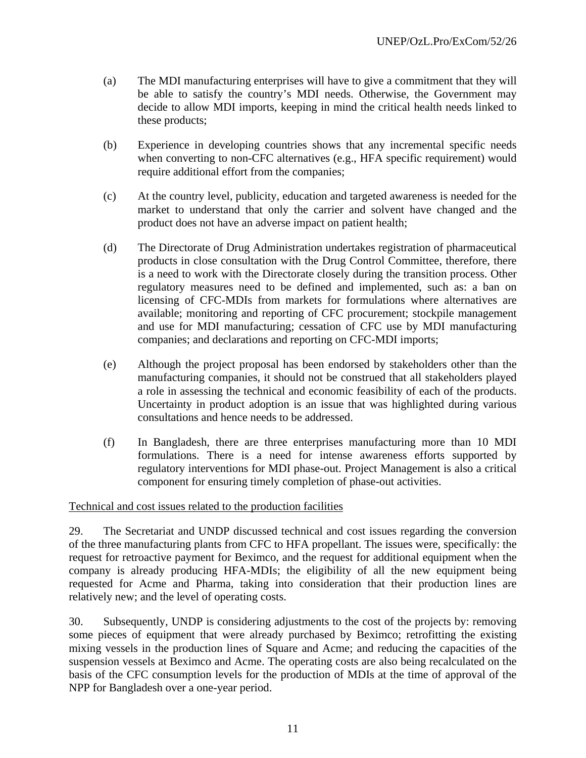(a) The MDI manufacturing enterprises will have to give a commitment that they will be able to satisfy the country's MDI needs. Otherwise, the Government may decide to allow MDI imports, keeping in mind the critical health needs linked to these products;

(b) Experience in developing countries shows that any incremental specific needs when converting to non-CFC alternatives (e.g., HFA specific requirement) would require additional effort from the companies;

(c) At the country level, publicity, education and targeted awareness is needed for the market to understand that only the carrier and solvent have changed and the product does not have an adverse impact on patient health;

(d) The Directorate of Drug Administration undertakes registration of pharmaceutical products in close consultation with the Drug Control Committee, therefore, there is a need to work with the Directorate closely during the transition process. Other regulatory measures need to be defined and implemented, such as: a ban on licensing of CFC-MDIs from markets for formulations where alternatives are available; monitoring and reporting of CFC procurement; stockpile management and use for MDI manufacturing; cessation of CFC use by MDI manufacturing companies; and declarations and reporting on CFC-MDI imports;

(e) Although the project proposal has been endorsed by stakeholders other than the manufacturing companies, it should not be construed that all stakeholders played a role in assessing the technical and economic feasibility of each of the products. Uncertainty in product adoption is an issue that was highlighted during various consultations and hence needs to be addressed.

(f) In Bangladesh, there are three enterprises manufacturing more than 10 MDI formulations. There is a need for intense awareness efforts supported by regulatory interventions for MDI phase-out. Project Management is also a critical component for ensuring timely completion of phase-out activities.

Technical and cost issues related to the production facilities

29. The Secretariat and UNDP discussed technical and cost issues regarding the conversion of the three manufacturing plants from CFC to HFA propellant. The issues were, specifically: the request for retroactive payment for Beximco, and the request for additional equipment when the company is already producing HFA-MDIs; the eligibility of all the new equipment being requested for Acme and Pharma, taking into consideration that their production lines are relatively new; and the level of operating costs.

30. Subsequently, UNDP is considering adjustments to the cost of the projects by: removing some pieces of equipment that were already purchased by Beximco; retrofitting the existing mixing vessels in the production lines of Square and Acme; and reducing the capacities of the suspension vessels at Beximco and Acme. The operating costs are also being recalculated on the basis of the CFC consumption levels for the production of MDIs at the time of approval of the NPP for Bangladesh over a one-year period.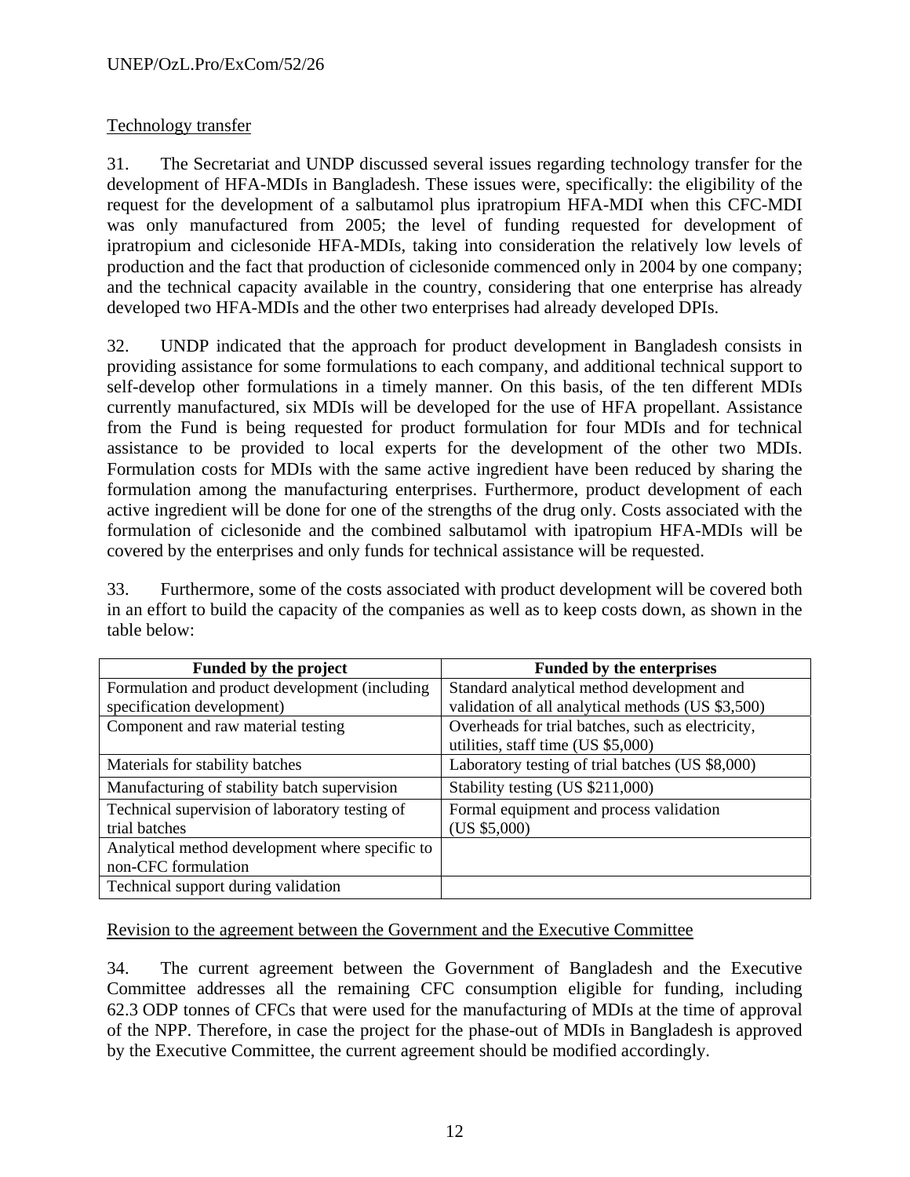## Technology transfer

31. The Secretariat and UNDP discussed several issues regarding technology transfer for the development of HFA-MDIs in Bangladesh. These issues were, specifically: the eligibility of the request for the development of a salbutamol plus ipratropium HFA-MDI when this CFC-MDI was only manufactured from 2005; the level of funding requested for development of ipratropium and ciclesonide HFA-MDIs, taking into consideration the relatively low levels of production and the fact that production of ciclesonide commenced only in 2004 by one company; and the technical capacity available in the country, considering that one enterprise has already developed two HFA-MDIs and the other two enterprises had already developed DPIs.

32. UNDP indicated that the approach for product development in Bangladesh consists in providing assistance for some formulations to each company, and additional technical support to self-develop other formulations in a timely manner. On this basis, of the ten different MDIs currently manufactured, six MDIs will be developed for the use of HFA propellant. Assistance from the Fund is being requested for product formulation for four MDIs and for technical assistance to be provided to local experts for the development of the other two MDIs. Formulation costs for MDIs with the same active ingredient have been reduced by sharing the formulation among the manufacturing enterprises. Furthermore, product development of each active ingredient will be done for one of the strengths of the drug only. Costs associated with the formulation of ciclesonide and the combined salbutamol with ipatropium HFA-MDIs will be covered by the enterprises and only funds for technical assistance will be requested.

33. Furthermore, some of the costs associated with product development will be covered both in an effort to build the capacity of the companies as well as to keep costs down, as shown in the table below:

| Funded by the project | Funded by the enterprises |
|---|---|
| Formulation and product development (including specification development) | Standard analytical method development and validation of all analytical methods (US $3,500) |
| Component and raw material testing | Overheads for trial batches, such as electricity, utilities, staff time (US $5,000) |
| Materials for stability batches | Laboratory testing of trial batches (US $8,000) |
| Manufacturing of stability batch supervision | Stability testing (US $211,000) |
| Technical supervision of laboratory testing of trial batches | Formal equipment and process validation (US $5,000) |
| Analytical method development where specific to non-CFC formulation | |
| Technical support during validation | |

## Revision to the agreement between the Government and the Executive Committee

34. The current agreement between the Government of Bangladesh and the Executive Committee addresses all the remaining CFC consumption eligible for funding, including 62.3 ODP tonnes of CFCs that were used for the manufacturing of MDIs at the time of approval of the NPP. Therefore, in case the project for the phase-out of MDIs in Bangladesh is approved by the Executive Committee, the current agreement should be modified accordingly.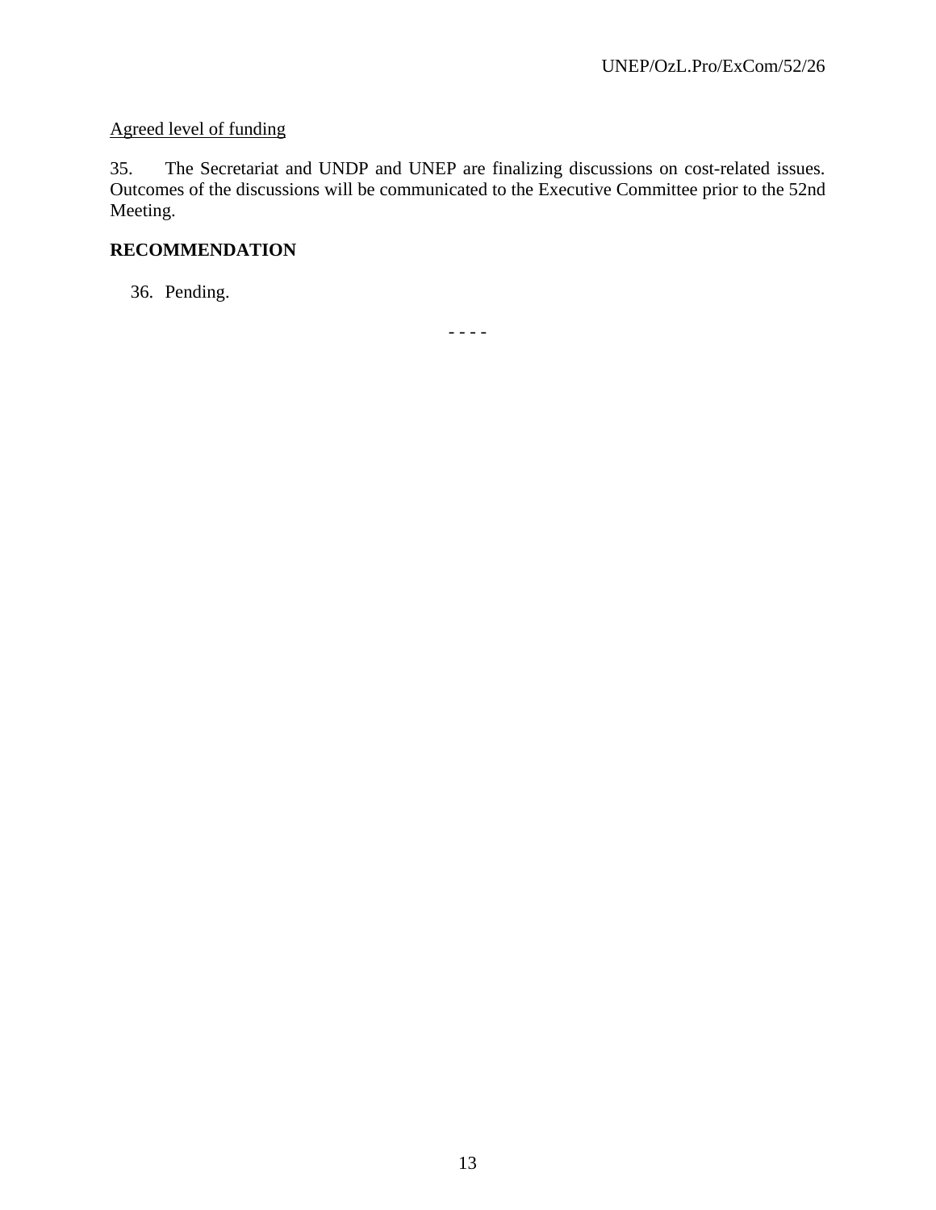Agreed level of funding

35. The Secretariat and UNDP and UNEP are finalizing discussions on cost-related issues. Outcomes of the discussions will be communicated to the Executive Committee prior to the 52nd Meeting.

**RECOMMENDATION**

36. Pending.

- - - -